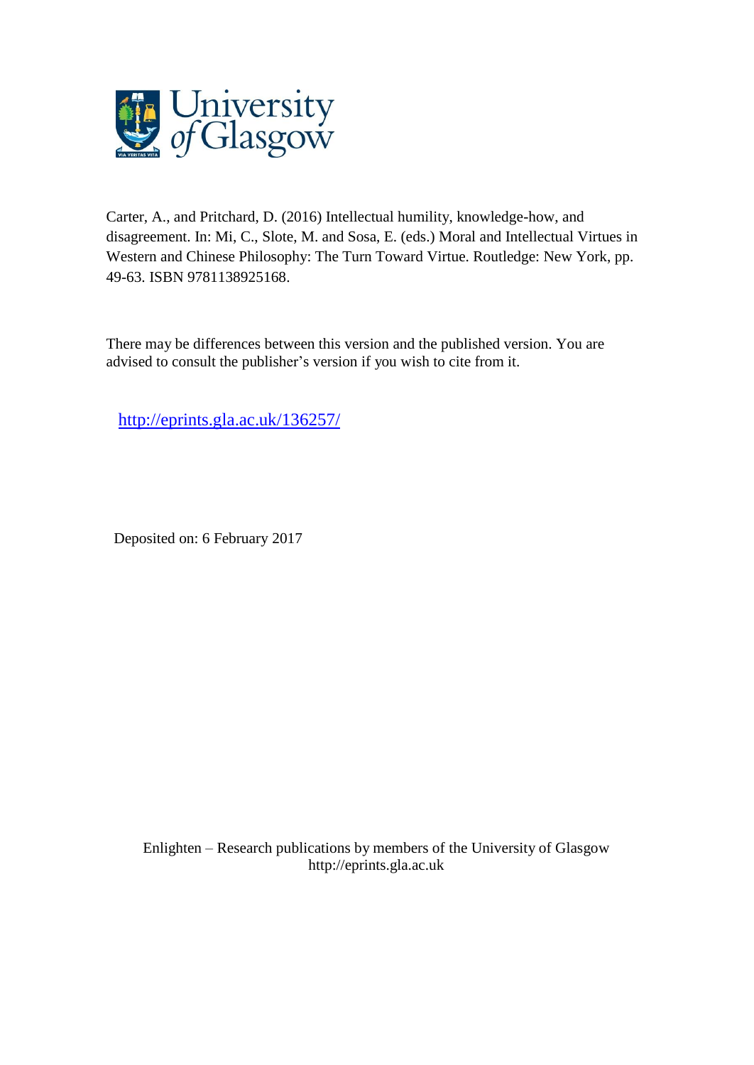Carter, A., and Pritchard, D. (2016) Intellectual humility, knowledge-how, and disagreement. In: Mi, C., Slote, M. and Sosa, E. (eds.) Moral and Intellectual Virtues in Western and Chinese Philosophy: The Turn Toward Virtue. Routledge: New York, pp. 49-63. ISBN 9781138925168.

There may be differences between this version and the published version. You are advised to consult the publisher's version if you wish to cite from it.

http://eprints.gla.ac.uk/136257/

Deposited on: 6 February 2017

Enlighten – Research publications by members of the University of Glasgow
http://eprints.gla.ac.uk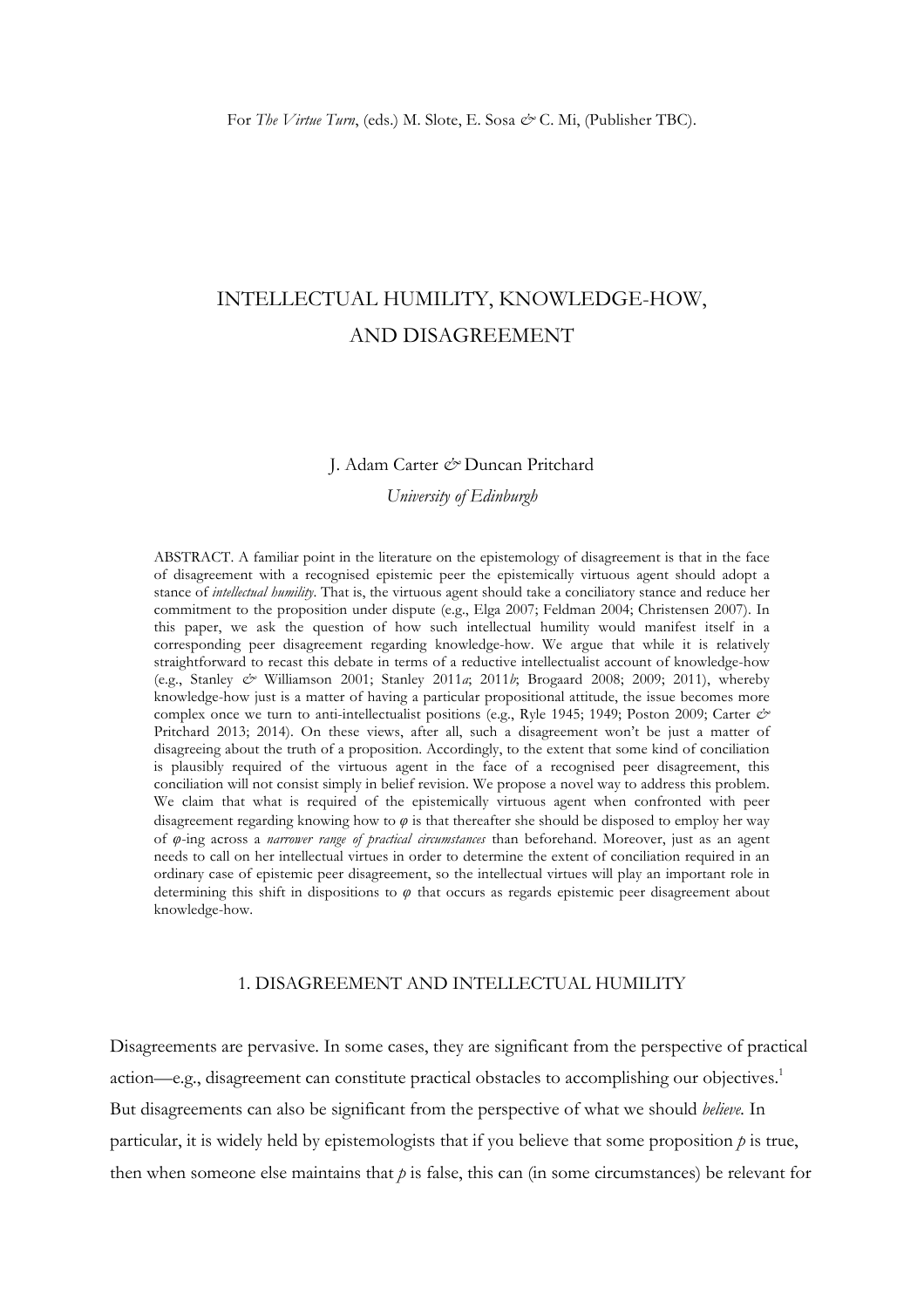For *The Virtue Turn*, (eds.) M. Slote, E. Sosa & C. Mi, (Publisher TBC).

# INTELLECTUAL HUMILITY, KNOWLEDGE-HOW, AND DISAGREEMENT

J. Adam Carter & Duncan Pritchard

*University of Edinburgh*

ABSTRACT. A familiar point in the literature on the epistemology of disagreement is that in the face of disagreement with a recognised epistemic peer the epistemically virtuous agent should adopt a stance of *intellectual humility*. That is, the virtuous agent should take a conciliatory stance and reduce her commitment to the proposition under dispute (e.g., Elga 2007; Feldman 2004; Christensen 2007). In this paper, we ask the question of how such intellectual humility would manifest itself in a corresponding peer disagreement regarding knowledge-how. We argue that while it is relatively straightforward to recast this debate in terms of a reductive intellectualist account of knowledge-how (e.g., Stanley & Williamson 2001; Stanley 2011*a*; 2011*b*; Brogaard 2008; 2009; 2011), whereby knowledge-how just is a matter of having a particular propositional attitude, the issue becomes more complex once we turn to anti-intellectualist positions (e.g., Ryle 1945; 1949; Poston 2009; Carter & Pritchard 2013; 2014). On these views, after all, such a disagreement won't be just a matter of disagreeing about the truth of a proposition. Accordingly, to the extent that some kind of conciliation is plausibly required of the virtuous agent in the face of a recognised peer disagreement, this conciliation will not consist simply in belief revision. We propose a novel way to address this problem. We claim that what is required of the epistemically virtuous agent when confronted with peer disagreement regarding knowing how to *φ* is that thereafter she should be disposed to employ her way of *φ*-ing across a *narrower range of practical circumstances* than beforehand. Moreover, just as an agent needs to call on her intellectual virtues in order to determine the extent of conciliation required in an ordinary case of epistemic peer disagreement, so the intellectual virtues will play an important role in determining this shift in dispositions to *φ* that occurs as regards epistemic peer disagreement about knowledge-how.

## 1. DISAGREEMENT AND INTELLECTUAL HUMILITY

Disagreements are pervasive. In some cases, they are significant from the perspective of practical action—e.g., disagreement can constitute practical obstacles to accomplishing our objectives.[1] But disagreements can also be significant from the perspective of what we should *believe*. In particular, it is widely held by epistemologists that if you believe that some proposition *p* is true, then when someone else maintains that *p* is false, this can (in some circumstances) be relevant for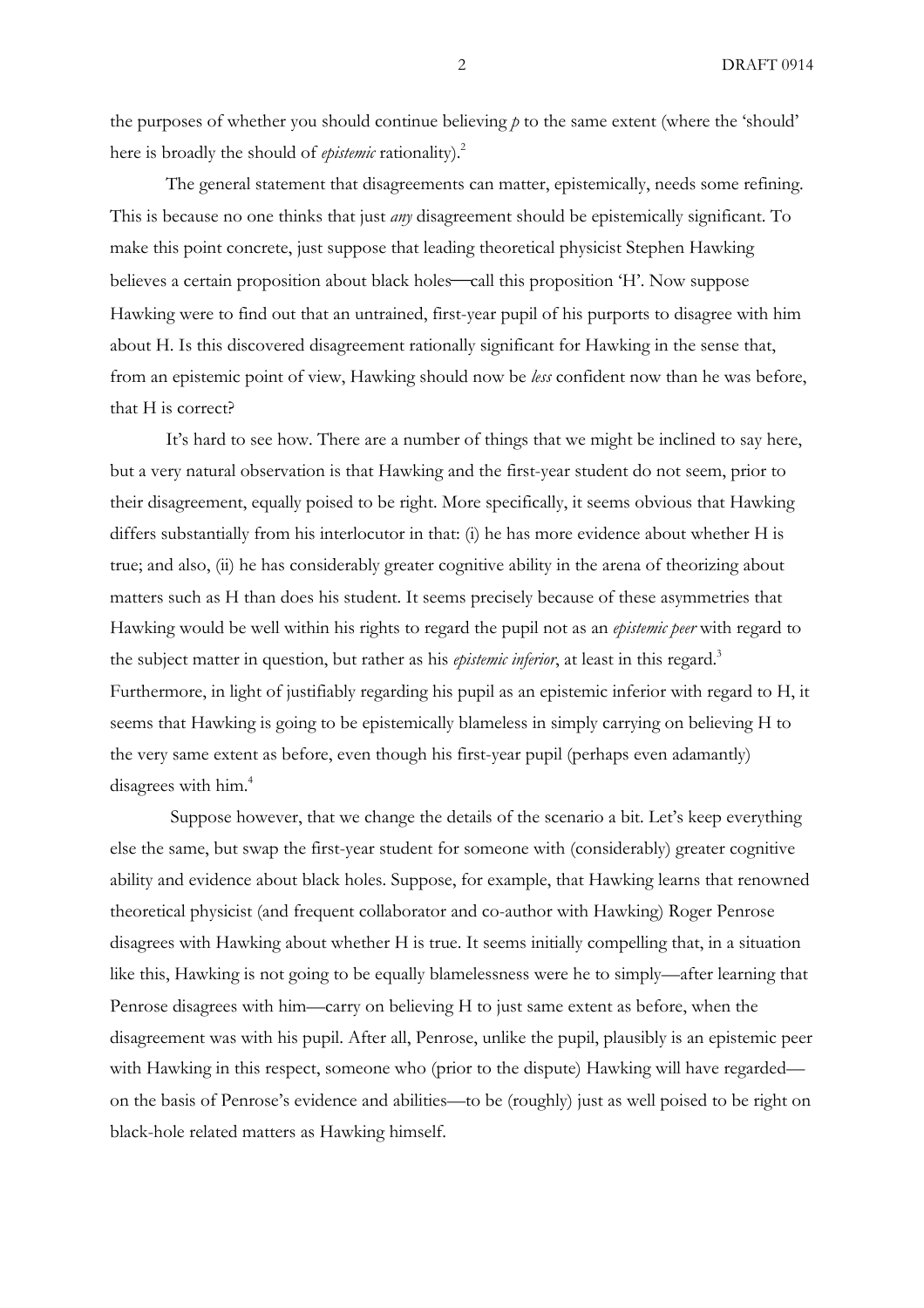the purposes of whether you should continue believing *p* to the same extent (where the 'should' here is broadly the should of *epistemic* rationality).[2]

The general statement that disagreements can matter, epistemically, needs some refining. This is because no one thinks that just *any* disagreement should be epistemically significant. To make this point concrete, just suppose that leading theoretical physicist Stephen Hawking believes a certain proposition about black holes—call this proposition 'H'. Now suppose Hawking were to find out that an untrained, first-year pupil of his purports to disagree with him about H. Is this discovered disagreement rationally significant for Hawking in the sense that, from an epistemic point of view, Hawking should now be *less* confident now than he was before, that H is correct?

It's hard to see how. There are a number of things that we might be inclined to say here, but a very natural observation is that Hawking and the first-year student do not seem, prior to their disagreement, equally poised to be right. More specifically, it seems obvious that Hawking differs substantially from his interlocutor in that: (i) he has more evidence about whether H is true; and also, (ii) he has considerably greater cognitive ability in the arena of theorizing about matters such as H than does his student. It seems precisely because of these asymmetries that Hawking would be well within his rights to regard the pupil not as an *epistemic peer* with regard to the subject matter in question, but rather as his *epistemic inferior*, at least in this regard.[3] Furthermore, in light of justifiably regarding his pupil as an epistemic inferior with regard to H, it seems that Hawking is going to be epistemically blameless in simply carrying on believing H to the very same extent as before, even though his first-year pupil (perhaps even adamantly) disagrees with him.[4]

Suppose however, that we change the details of the scenario a bit. Let's keep everything else the same, but swap the first-year student for someone with (considerably) greater cognitive ability and evidence about black holes. Suppose, for example, that Hawking learns that renowned theoretical physicist (and frequent collaborator and co-author with Hawking) Roger Penrose disagrees with Hawking about whether H is true. It seems initially compelling that, in a situation like this, Hawking is not going to be equally blamelessness were he to simply—after learning that Penrose disagrees with him—carry on believing H to just same extent as before, when the disagreement was with his pupil. After all, Penrose, unlike the pupil, plausibly is an epistemic peer with Hawking in this respect, someone who (prior to the dispute) Hawking will have regarded—on the basis of Penrose's evidence and abilities—to be (roughly) just as well poised to be right on black-hole related matters as Hawking himself.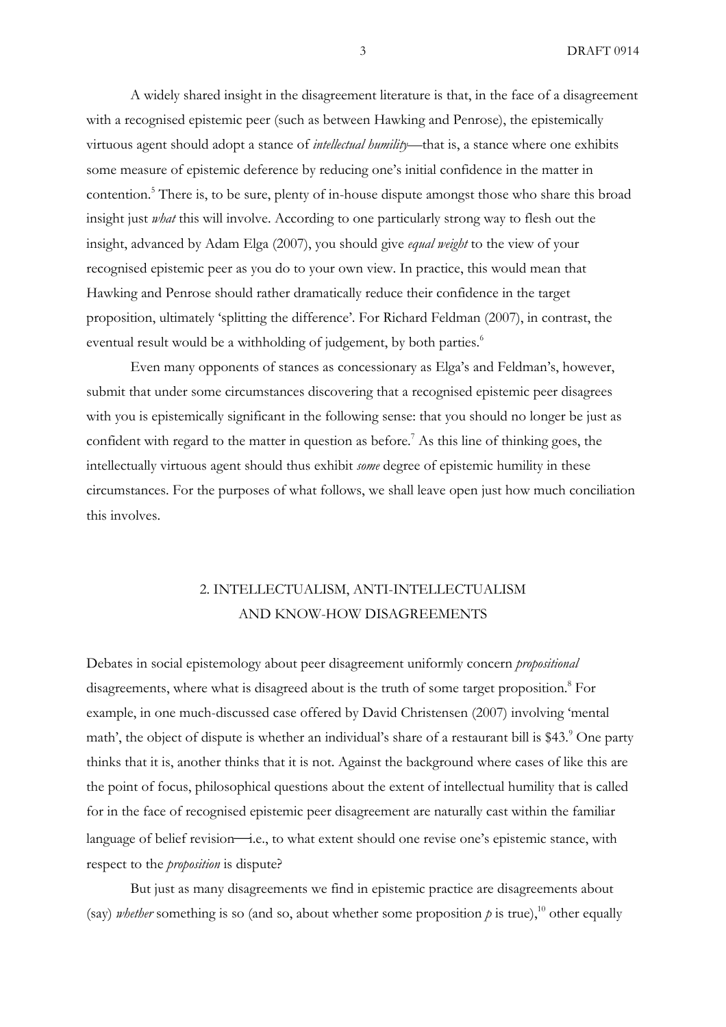A widely shared insight in the disagreement literature is that, in the face of a disagreement with a recognised epistemic peer (such as between Hawking and Penrose), the epistemically virtuous agent should adopt a stance of *intellectual humility*—that is, a stance where one exhibits some measure of epistemic deference by reducing one's initial confidence in the matter in contention.[5] There is, to be sure, plenty of in-house dispute amongst those who share this broad insight just *what* this will involve. According to one particularly strong way to flesh out the insight, advanced by Adam Elga (2007), you should give *equal weight* to the view of your recognised epistemic peer as you do to your own view. In practice, this would mean that Hawking and Penrose should rather dramatically reduce their confidence in the target proposition, ultimately 'splitting the difference'. For Richard Feldman (2007), in contrast, the eventual result would be a withholding of judgement, by both parties.[6]

Even many opponents of stances as concessionary as Elga's and Feldman's, however, submit that under some circumstances discovering that a recognised epistemic peer disagrees with you is epistemically significant in the following sense: that you should no longer be just as confident with regard to the matter in question as before.[7] As this line of thinking goes, the intellectually virtuous agent should thus exhibit *some* degree of epistemic humility in these circumstances. For the purposes of what follows, we shall leave open just how much conciliation this involves.

## 2. INTELLECTUALISM, ANTI-INTELLECTUALISM AND KNOW-HOW DISAGREEMENTS

Debates in social epistemology about peer disagreement uniformly concern *propositional* disagreements, where what is disagreed about is the truth of some target proposition.[8] For example, in one much-discussed case offered by David Christensen (2007) involving 'mental math', the object of dispute is whether an individual's share of a restaurant bill is \$43.[9] One party thinks that it is, another thinks that it is not. Against the background where cases of like this are the point of focus, philosophical questions about the extent of intellectual humility that is called for in the face of recognised epistemic peer disagreement are naturally cast within the familiar language of belief revision—i.e., to what extent should one revise one's epistemic stance, with respect to the *proposition* is dispute?

But just as many disagreements we find in epistemic practice are disagreements about (say) *whether* something is so (and so, about whether some proposition *p* is true),[10] other equally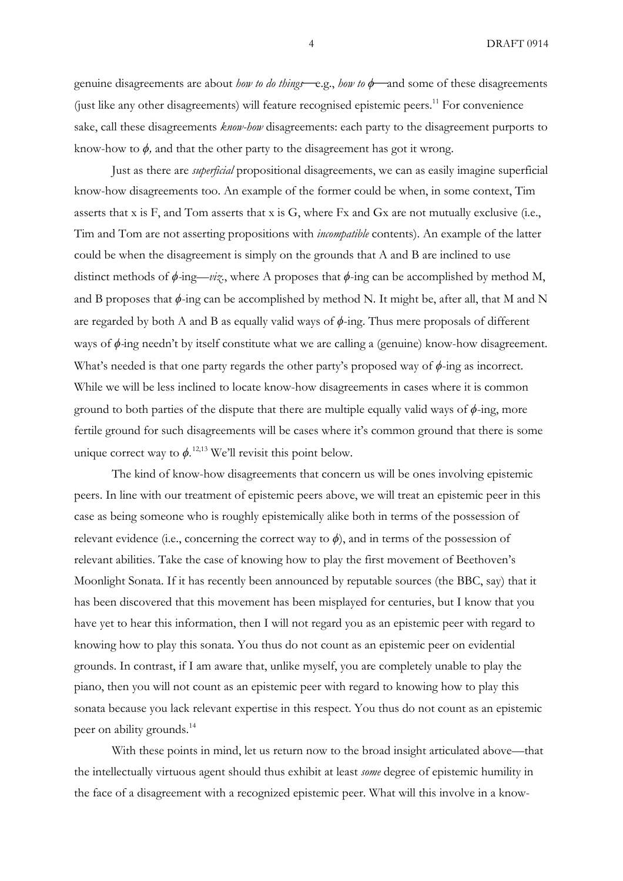genuine disagreements are about *how to do things*—e.g., *how to* $\phi$—and some of these disagreements (just like any other disagreements) will feature recognised epistemic peers.[11] For convenience sake, call these disagreements *know-how* disagreements: each party to the disagreement purports to know-how to $\phi$, and that the other party to the disagreement has got it wrong.

Just as there are *superficial* propositional disagreements, we can as easily imagine superficial know-how disagreements too. An example of the former could be when, in some context, Tim asserts that x is F, and Tom asserts that x is G, where Fx and Gx are not mutually exclusive (i.e., Tim and Tom are not asserting propositions with *incompatible* contents). An example of the latter could be when the disagreement is simply on the grounds that A and B are inclined to use distinct methods of $\phi$-ing—*viz*., where A proposes that $\phi$-ing can be accomplished by method M, and B proposes that $\phi$-ing can be accomplished by method N. It might be, after all, that M and N are regarded by both A and B as equally valid ways of $\phi$-ing. Thus mere proposals of different ways of $\phi$-ing needn't by itself constitute what we are calling a (genuine) know-how disagreement. What's needed is that one party regards the other party's proposed way of $\phi$-ing as incorrect. While we will be less inclined to locate know-how disagreements in cases where it is common ground to both parties of the dispute that there are multiple equally valid ways of $\phi$-ing, more fertile ground for such disagreements will be cases where it's common ground that there is some unique correct way to $\phi$.[12,13] We'll revisit this point below.

The kind of know-how disagreements that concern us will be ones involving epistemic peers. In line with our treatment of epistemic peers above, we will treat an epistemic peer in this case as being someone who is roughly epistemically alike both in terms of the possession of relevant evidence (i.e., concerning the correct way to $\phi$), and in terms of the possession of relevant abilities. Take the case of knowing how to play the first movement of Beethoven's Moonlight Sonata. If it has recently been announced by reputable sources (the BBC, say) that it has been discovered that this movement has been misplayed for centuries, but I know that you have yet to hear this information, then I will not regard you as an epistemic peer with regard to knowing how to play this sonata. You thus do not count as an epistemic peer on evidential grounds. In contrast, if I am aware that, unlike myself, you are completely unable to play the piano, then you will not count as an epistemic peer with regard to knowing how to play this sonata because you lack relevant expertise in this respect. You thus do not count as an epistemic peer on ability grounds.[14]

With these points in mind, let us return now to the broad insight articulated above—that the intellectually virtuous agent should thus exhibit at least *some* degree of epistemic humility in the face of a disagreement with a recognized epistemic peer. What will this involve in a know-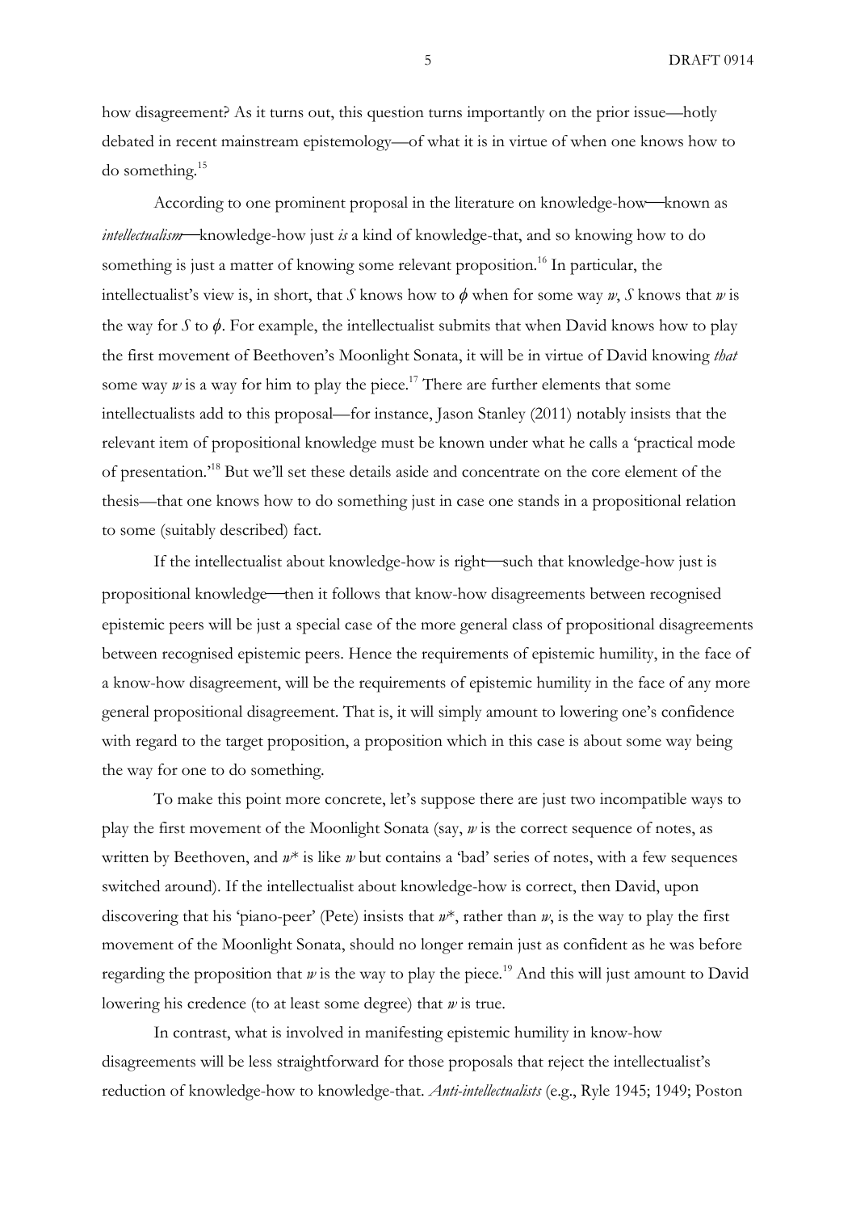how disagreement? As it turns out, this question turns importantly on the prior issue—hotly debated in recent mainstream epistemology—of what it is in virtue of when one knows how to do something.[15]

According to one prominent proposal in the literature on knowledge-how—known as *intellectualism*—knowledge-how just *is* a kind of knowledge-that, and so knowing how to do something is just a matter of knowing some relevant proposition.[16] In particular, the intellectualist's view is, in short, that *S* knows how to $\phi$ when for some way *w*, *S* knows that *w* is the way for *S* to $\phi$. For example, the intellectualist submits that when David knows how to play the first movement of Beethoven's Moonlight Sonata, it will be in virtue of David knowing *that* some way *w* is a way for him to play the piece.[17] There are further elements that some intellectualists add to this proposal—for instance, Jason Stanley (2011) notably insists that the relevant item of propositional knowledge must be known under what he calls a 'practical mode of presentation.'[18] But we'll set these details aside and concentrate on the core element of the thesis—that one knows how to do something just in case one stands in a propositional relation to some (suitably described) fact.

If the intellectualist about knowledge-how is right—such that knowledge-how just is propositional knowledge—then it follows that know-how disagreements between recognised epistemic peers will be just a special case of the more general class of propositional disagreements between recognised epistemic peers. Hence the requirements of epistemic humility, in the face of a know-how disagreement, will be the requirements of epistemic humility in the face of any more general propositional disagreement. That is, it will simply amount to lowering one's confidence with regard to the target proposition, a proposition which in this case is about some way being the way for one to do something.

To make this point more concrete, let's suppose there are just two incompatible ways to play the first movement of the Moonlight Sonata (say, *w* is the correct sequence of notes, as written by Beethoven, and *w\** is like *w* but contains a 'bad' series of notes, with a few sequences switched around). If the intellectualist about knowledge-how is correct, then David, upon discovering that his 'piano-peer' (Pete) insists that *w\**, rather than *w*, is the way to play the first movement of the Moonlight Sonata, should no longer remain just as confident as he was before regarding the proposition that *w* is the way to play the piece.[19] And this will just amount to David lowering his credence (to at least some degree) that *w* is true.

In contrast, what is involved in manifesting epistemic humility in know-how disagreements will be less straightforward for those proposals that reject the intellectualist's reduction of knowledge-how to knowledge-that. *Anti-intellectualists* (e.g., Ryle 1945; 1949; Poston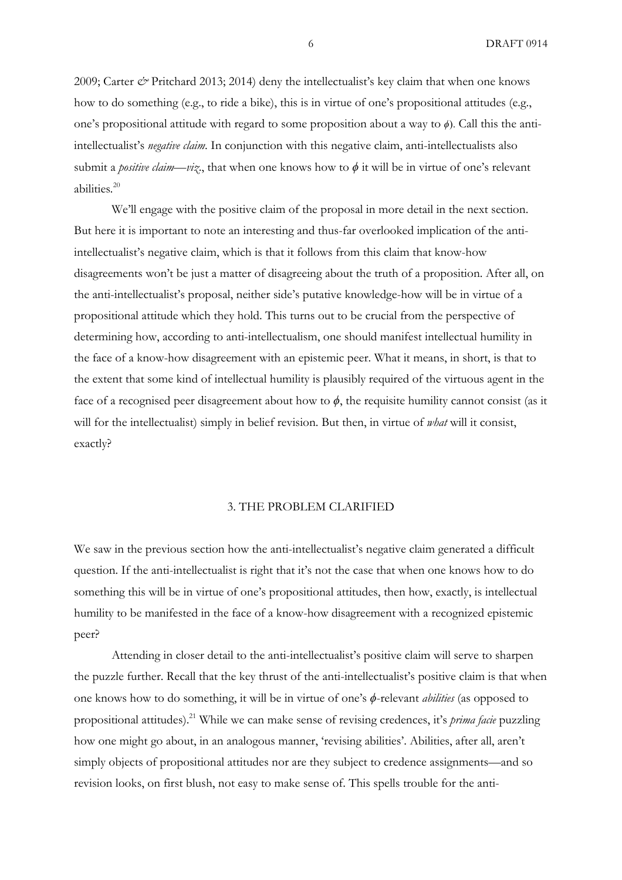2009; Carter & Pritchard 2013; 2014) deny the intellectualist's key claim that when one knows how to do something (e.g., to ride a bike), this is in virtue of one's propositional attitudes (e.g., one's propositional attitude with regard to some proposition about a way to $\phi$). Call this the anti-intellectualist's *negative claim*. In conjunction with this negative claim, anti-intellectualists also submit a *positive claim*—*viz*., that when one knows how to $\phi$ it will be in virtue of one's relevant abilities.[20]

We'll engage with the positive claim of the proposal in more detail in the next section. But here it is important to note an interesting and thus-far overlooked implication of the anti-intellectualist's negative claim, which is that it follows from this claim that know-how disagreements won't be just a matter of disagreeing about the truth of a proposition. After all, on the anti-intellectualist's proposal, neither side's putative knowledge-how will be in virtue of a propositional attitude which they hold. This turns out to be crucial from the perspective of determining how, according to anti-intellectualism, one should manifest intellectual humility in the face of a know-how disagreement with an epistemic peer. What it means, in short, is that to the extent that some kind of intellectual humility is plausibly required of the virtuous agent in the face of a recognised peer disagreement about how to $\phi$, the requisite humility cannot consist (as it will for the intellectualist) simply in belief revision. But then, in virtue of *what* will it consist, exactly?

## 3. THE PROBLEM CLARIFIED

We saw in the previous section how the anti-intellectualist's negative claim generated a difficult question. If the anti-intellectualist is right that it's not the case that when one knows how to do something this will be in virtue of one's propositional attitudes, then how, exactly, is intellectual humility to be manifested in the face of a know-how disagreement with a recognized epistemic peer?

Attending in closer detail to the anti-intellectualist's positive claim will serve to sharpen the puzzle further. Recall that the key thrust of the anti-intellectualist's positive claim is that when one knows how to do something, it will be in virtue of one's $\phi$-relevant *abilities* (as opposed to propositional attitudes).[21] While we can make sense of revising credences, it's *prima facie* puzzling how one might go about, in an analogous manner, 'revising abilities'. Abilities, after all, aren't simply objects of propositional attitudes nor are they subject to credence assignments—and so revision looks, on first blush, not easy to make sense of. This spells trouble for the anti-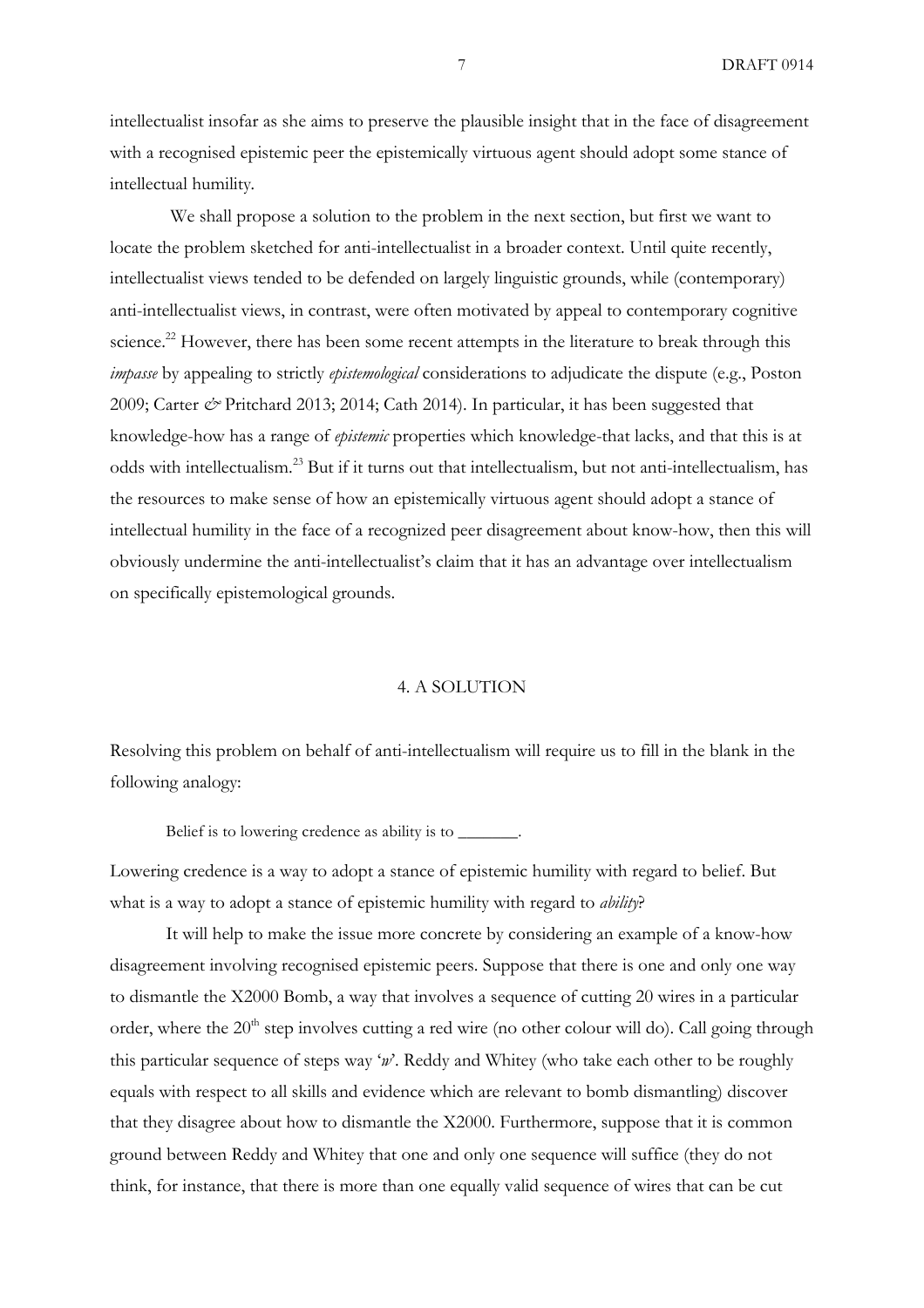intellectualist insofar as she aims to preserve the plausible insight that in the face of disagreement with a recognised epistemic peer the epistemically virtuous agent should adopt some stance of intellectual humility.

We shall propose a solution to the problem in the next section, but first we want to locate the problem sketched for anti-intellectualist in a broader context. Until quite recently, intellectualist views tended to be defended on largely linguistic grounds, while (contemporary) anti-intellectualist views, in contrast, were often motivated by appeal to contemporary cognitive science.[22] However, there has been some recent attempts in the literature to break through this *impasse* by appealing to strictly *epistemological* considerations to adjudicate the dispute (e.g., Poston 2009; Carter *&* Pritchard 2013; 2014; Cath 2014). In particular, it has been suggested that knowledge-how has a range of *epistemic* properties which knowledge-that lacks, and that this is at odds with intellectualism.[23] But if it turns out that intellectualism, but not anti-intellectualism, has the resources to make sense of how an epistemically virtuous agent should adopt a stance of intellectual humility in the face of a recognized peer disagreement about know-how, then this will obviously undermine the anti-intellectualist's claim that it has an advantage over intellectualism on specifically epistemological grounds.

## 4. A SOLUTION

Resolving this problem on behalf of anti-intellectualism will require us to fill in the blank in the following analogy:

> Belief is to lowering credence as ability is to _______.

Lowering credence is a way to adopt a stance of epistemic humility with regard to belief. But what is a way to adopt a stance of epistemic humility with regard to *ability*?

It will help to make the issue more concrete by considering an example of a know-how disagreement involving recognised epistemic peers. Suppose that there is one and only one way to dismantle the X2000 Bomb, a way that involves a sequence of cutting 20 wires in a particular order, where the 20th step involves cutting a red wire (no other colour will do). Call going through this particular sequence of steps way '*w*'. Reddy and Whitey (who take each other to be roughly equals with respect to all skills and evidence which are relevant to bomb dismantling) discover that they disagree about how to dismantle the X2000. Furthermore, suppose that it is common ground between Reddy and Whitey that one and only one sequence will suffice (they do not think, for instance, that there is more than one equally valid sequence of wires that can be cut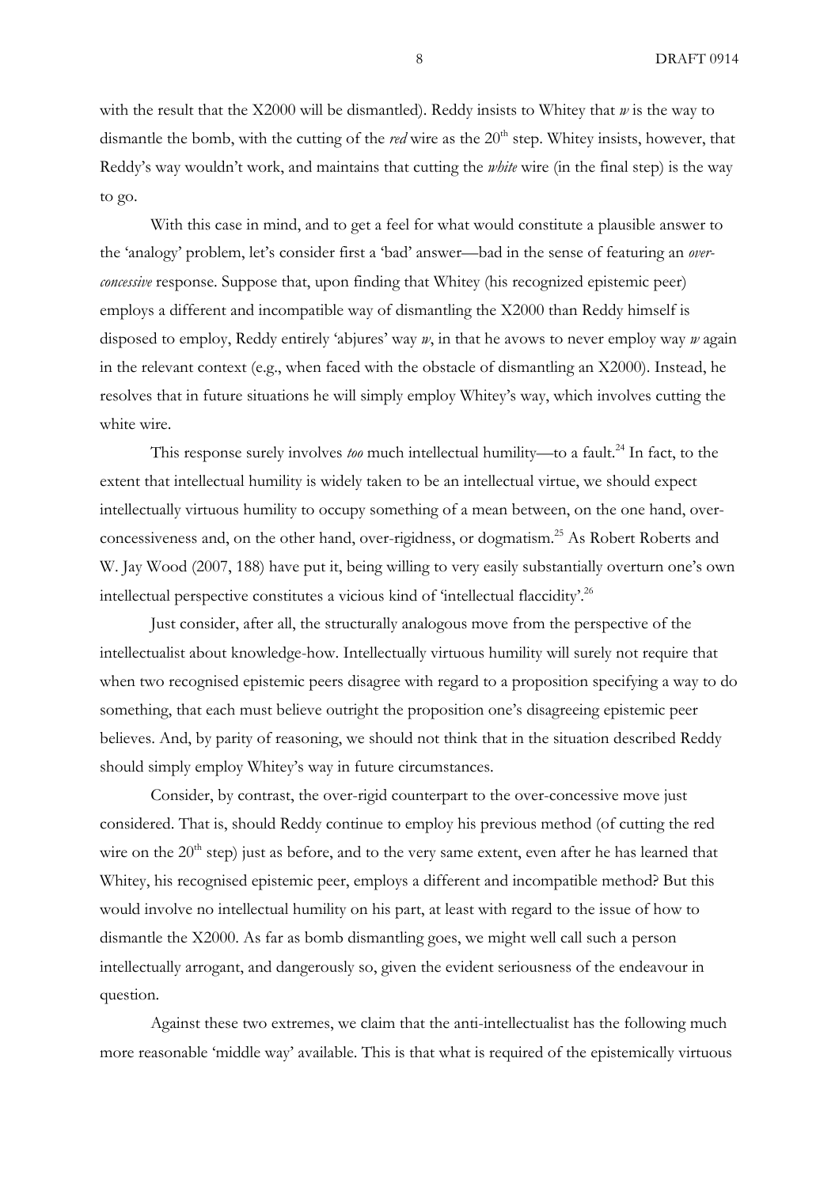with the result that the X2000 will be dismantled). Reddy insists to Whitey that *w* is the way to dismantle the bomb, with the cutting of the *red* wire as the 20th step. Whitey insists, however, that Reddy's way wouldn't work, and maintains that cutting the *white* wire (in the final step) is the way to go.

With this case in mind, and to get a feel for what would constitute a plausible answer to the 'analogy' problem, let's consider first a 'bad' answer—bad in the sense of featuring an *over-concessive* response. Suppose that, upon finding that Whitey (his recognized epistemic peer) employs a different and incompatible way of dismantling the X2000 than Reddy himself is disposed to employ, Reddy entirely 'abjures' way *w*, in that he avows to never employ way *w* again in the relevant context (e.g., when faced with the obstacle of dismantling an X2000). Instead, he resolves that in future situations he will simply employ Whitey's way, which involves cutting the white wire.

This response surely involves *too* much intellectual humility—to a fault.[24] In fact, to the extent that intellectual humility is widely taken to be an intellectual virtue, we should expect intellectually virtuous humility to occupy something of a mean between, on the one hand, over-concessiveness and, on the other hand, over-rigidness, or dogmatism.[25] As Robert Roberts and W. Jay Wood (2007, 188) have put it, being willing to very easily substantially overturn one's own intellectual perspective constitutes a vicious kind of 'intellectual flaccidity'.[26]

Just consider, after all, the structurally analogous move from the perspective of the intellectualist about knowledge-how. Intellectually virtuous humility will surely not require that when two recognised epistemic peers disagree with regard to a proposition specifying a way to do something, that each must believe outright the proposition one's disagreeing epistemic peer believes. And, by parity of reasoning, we should not think that in the situation described Reddy should simply employ Whitey's way in future circumstances.

Consider, by contrast, the over-rigid counterpart to the over-concessive move just considered. That is, should Reddy continue to employ his previous method (of cutting the red wire on the 20th step) just as before, and to the very same extent, even after he has learned that Whitey, his recognised epistemic peer, employs a different and incompatible method? But this would involve no intellectual humility on his part, at least with regard to the issue of how to dismantle the X2000. As far as bomb dismantling goes, we might well call such a person intellectually arrogant, and dangerously so, given the evident seriousness of the endeavour in question.

Against these two extremes, we claim that the anti-intellectualist has the following much more reasonable 'middle way' available. This is that what is required of the epistemically virtuous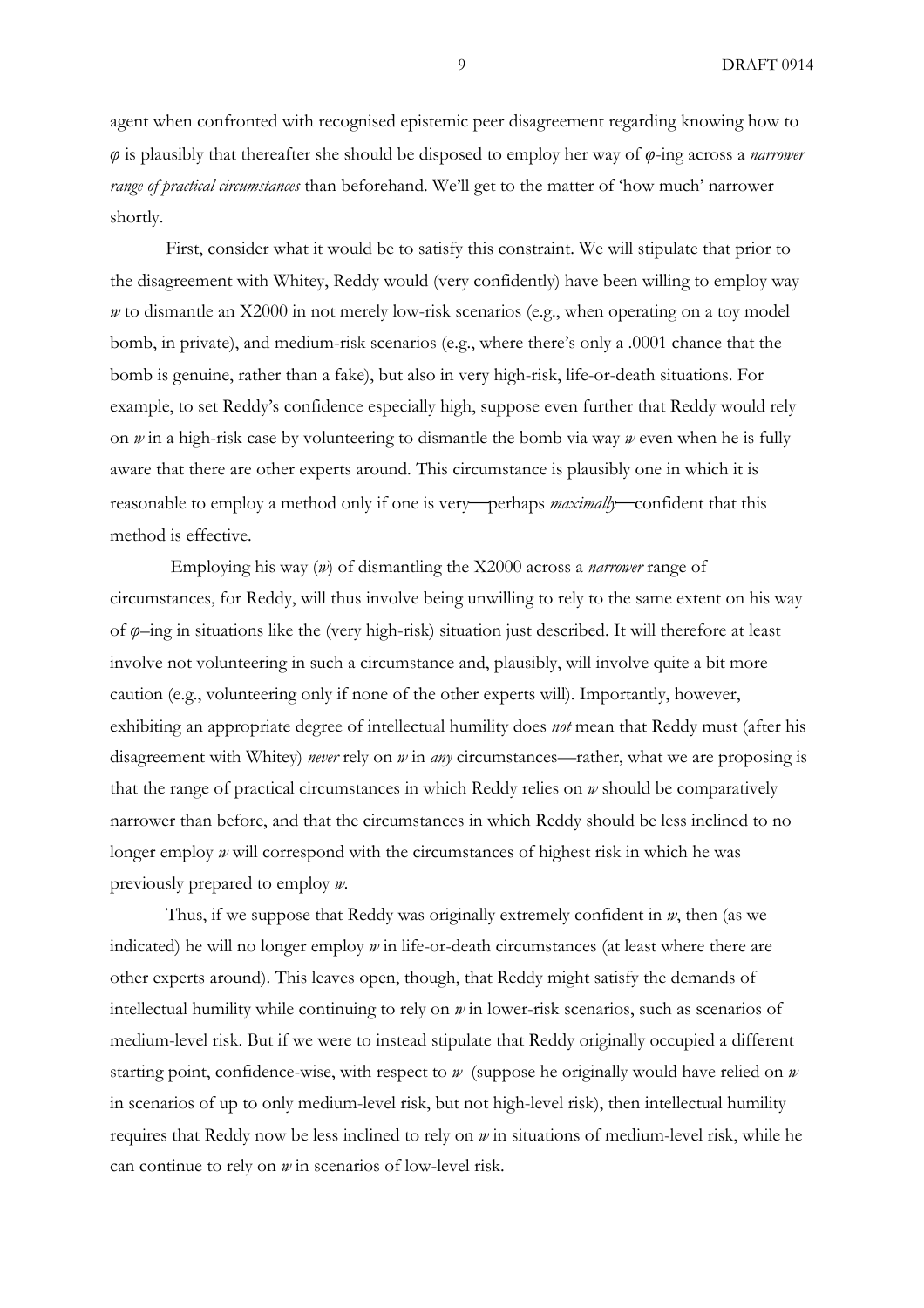agent when confronted with recognised epistemic peer disagreement regarding knowing how to $\varphi$ is plausibly that thereafter she should be disposed to employ her way of $\varphi$-ing across a *narrower range of practical circumstances* than beforehand. We'll get to the matter of 'how much' narrower shortly.

First, consider what it would be to satisfy this constraint. We will stipulate that prior to the disagreement with Whitey, Reddy would (very confidently) have been willing to employ way $w$ to dismantle an X2000 in not merely low-risk scenarios (e.g., when operating on a toy model bomb, in private), and medium-risk scenarios (e.g., where there's only a .0001 chance that the bomb is genuine, rather than a fake), but also in very high-risk, life-or-death situations. For example, to set Reddy's confidence especially high, suppose even further that Reddy would rely on $w$ in a high-risk case by volunteering to dismantle the bomb via way $w$ even when he is fully aware that there are other experts around. This circumstance is plausibly one in which it is reasonable to employ a method only if one is very—perhaps *maximally*—confident that this method is effective.

Employing his way ($w$) of dismantling the X2000 across a *narrower* range of circumstances, for Reddy, will thus involve being unwilling to rely to the same extent on his way of $\varphi$–ing in situations like the (very high-risk) situation just described. It will therefore at least involve not volunteering in such a circumstance and, plausibly, will involve quite a bit more caution (e.g., volunteering only if none of the other experts will). Importantly, however, exhibiting an appropriate degree of intellectual humility does *not* mean that Reddy must (after his disagreement with Whitey) *never* rely on $w$ in *any* circumstances—rather, what we are proposing is that the range of practical circumstances in which Reddy relies on $w$ should be comparatively narrower than before, and that the circumstances in which Reddy should be less inclined to no longer employ $w$ will correspond with the circumstances of highest risk in which he was previously prepared to employ $w$.

Thus, if we suppose that Reddy was originally extremely confident in $w$, then (as we indicated) he will no longer employ $w$ in life-or-death circumstances (at least where there are other experts around). This leaves open, though, that Reddy might satisfy the demands of intellectual humility while continuing to rely on $w$ in lower-risk scenarios, such as scenarios of medium-level risk. But if we were to instead stipulate that Reddy originally occupied a different starting point, confidence-wise, with respect to $w$ (suppose he originally would have relied on $w$ in scenarios of up to only medium-level risk, but not high-level risk), then intellectual humility requires that Reddy now be less inclined to rely on $w$ in situations of medium-level risk, while he can continue to rely on $w$ in scenarios of low-level risk.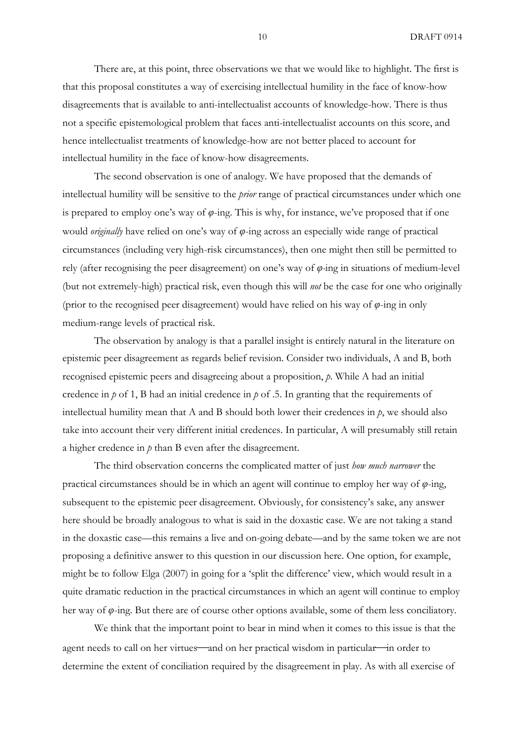There are, at this point, three observations we that we would like to highlight. The first is that this proposal constitutes a way of exercising intellectual humility in the face of know-how disagreements that is available to anti-intellectualist accounts of knowledge-how. There is thus not a specific epistemological problem that faces anti-intellectualist accounts on this score, and hence intellectualist treatments of knowledge-how are not better placed to account for intellectual humility in the face of know-how disagreements.

The second observation is one of analogy. We have proposed that the demands of intellectual humility will be sensitive to the *prior* range of practical circumstances under which one is prepared to employ one's way of $\varphi$-ing. This is why, for instance, we've proposed that if one would *originally* have relied on one's way of $\varphi$-ing across an especially wide range of practical circumstances (including very high-risk circumstances), then one might then still be permitted to rely (after recognising the peer disagreement) on one's way of $\varphi$-ing in situations of medium-level (but not extremely-high) practical risk, even though this will *not* be the case for one who originally (prior to the recognised peer disagreement) would have relied on his way of $\varphi$-ing in only medium-range levels of practical risk.

The observation by analogy is that a parallel insight is entirely natural in the literature on epistemic peer disagreement as regards belief revision. Consider two individuals, A and B, both recognised epistemic peers and disagreeing about a proposition, *p*. While A had an initial credence in *p* of 1, B had an initial credence in *p* of .5. In granting that the requirements of intellectual humility mean that A and B should both lower their credences in *p*, we should also take into account their very different initial credences. In particular, A will presumably still retain a higher credence in *p* than B even after the disagreement.

The third observation concerns the complicated matter of just *how much narrower* the practical circumstances should be in which an agent will continue to employ her way of $\varphi$-ing, subsequent to the epistemic peer disagreement. Obviously, for consistency's sake, any answer here should be broadly analogous to what is said in the doxastic case. We are not taking a stand in the doxastic case—this remains a live and on-going debate—and by the same token we are not proposing a definitive answer to this question in our discussion here. One option, for example, might be to follow Elga (2007) in going for a 'split the difference' view, which would result in a quite dramatic reduction in the practical circumstances in which an agent will continue to employ her way of $\varphi$-ing. But there are of course other options available, some of them less conciliatory.

We think that the important point to bear in mind when it comes to this issue is that the agent needs to call on her virtues—and on her practical wisdom in particular—in order to determine the extent of conciliation required by the disagreement in play. As with all exercise of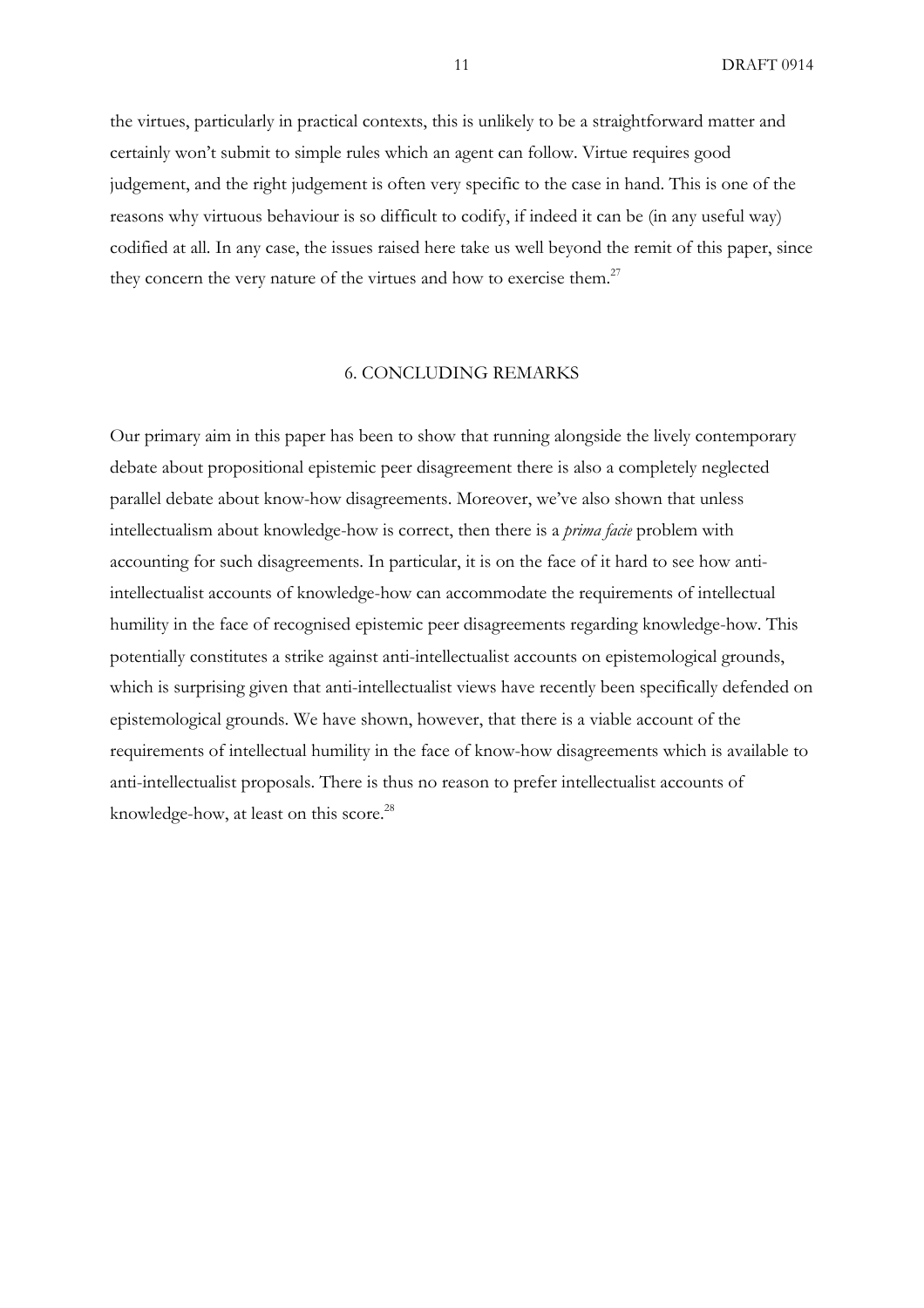the virtues, particularly in practical contexts, this is unlikely to be a straightforward matter and certainly won't submit to simple rules which an agent can follow. Virtue requires good judgement, and the right judgement is often very specific to the case in hand. This is one of the reasons why virtuous behaviour is so difficult to codify, if indeed it can be (in any useful way) codified at all. In any case, the issues raised here take us well beyond the remit of this paper, since they concern the very nature of the virtues and how to exercise them.[27]

## 6. CONCLUDING REMARKS

Our primary aim in this paper has been to show that running alongside the lively contemporary debate about propositional epistemic peer disagreement there is also a completely neglected parallel debate about know-how disagreements. Moreover, we've also shown that unless intellectualism about knowledge-how is correct, then there is a *prima facie* problem with accounting for such disagreements. In particular, it is on the face of it hard to see how anti-intellectualist accounts of knowledge-how can accommodate the requirements of intellectual humility in the face of recognised epistemic peer disagreements regarding knowledge-how. This potentially constitutes a strike against anti-intellectualist accounts on epistemological grounds, which is surprising given that anti-intellectualist views have recently been specifically defended on epistemological grounds. We have shown, however, that there is a viable account of the requirements of intellectual humility in the face of know-how disagreements which is available to anti-intellectualist proposals. There is thus no reason to prefer intellectualist accounts of knowledge-how, at least on this score.[28]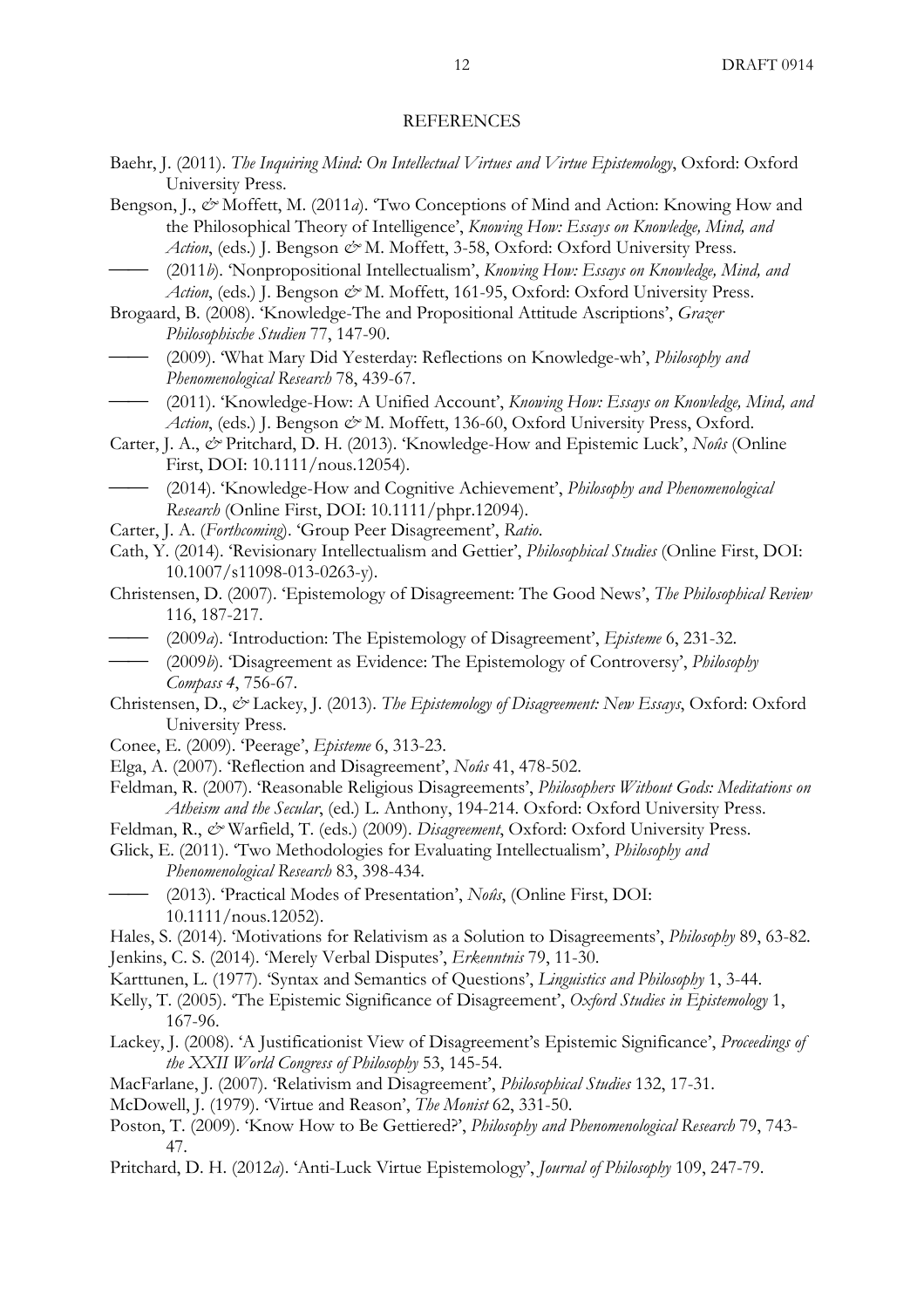## REFERENCES

Baehr, J. (2011). *The Inquiring Mind: On Intellectual Virtues and Virtue Epistemology*, Oxford: Oxford University Press.

Bengson, J., *&* Moffett, M. (2011*a*). 'Two Conceptions of Mind and Action: Knowing How and the Philosophical Theory of Intelligence', *Knowing How: Essays on Knowledge, Mind, and Action*, (eds.) J. Bengson *&* M. Moffett, 3-58, Oxford: Oxford University Press.

—— (2011*b*). 'Nonpropositional Intellectualism', *Knowing How: Essays on Knowledge, Mind, and Action*, (eds.) J. Bengson *&* M. Moffett, 161-95, Oxford: Oxford University Press.

Brogaard, B. (2008). 'Knowledge-The and Propositional Attitude Ascriptions', *Grazer Philosophische Studien* 77, 147-90.

—— (2009). 'What Mary Did Yesterday: Reflections on Knowledge-wh', *Philosophy and Phenomenological Research* 78, 439-67.

—— (2011). 'Knowledge-How: A Unified Account', *Knowing How: Essays on Knowledge, Mind, and Action*, (eds.) J. Bengson *&* M. Moffett, 136-60, Oxford University Press, Oxford.

Carter, J. A., *&* Pritchard, D. H. (2013). 'Knowledge-How and Epistemic Luck', *Noûs* (Online First, DOI: 10.1111/nous.12054).

—— (2014). 'Knowledge-How and Cognitive Achievement', *Philosophy and Phenomenological Research* (Online First, DOI: 10.1111/phpr.12094).

Carter, J. A. (*Forthcoming*). 'Group Peer Disagreement', *Ratio*.

Cath, Y. (2014). 'Revisionary Intellectualism and Gettier', *Philosophical Studies* (Online First, DOI: 10.1007/s11098-013-0263-y).

Christensen, D. (2007). 'Epistemology of Disagreement: The Good News', *The Philosophical Review* 116, 187-217.

—— (2009*a*). 'Introduction: The Epistemology of Disagreement', *Episteme* 6, 231-32.

—— (2009*b*). 'Disagreement as Evidence: The Epistemology of Controversy', *Philosophy Compass 4*, 756-67.

Christensen, D., *&* Lackey, J. (2013). *The Epistemology of Disagreement: New Essays*, Oxford: Oxford University Press.

Conee, E. (2009). 'Peerage', *Episteme* 6, 313-23.

Elga, A. (2007). 'Reflection and Disagreement', *Noûs* 41, 478-502.

Feldman, R. (2007). 'Reasonable Religious Disagreements', *Philosophers Without Gods: Meditations on Atheism and the Secular*, (ed.) L. Anthony, 194-214. Oxford: Oxford University Press.

Feldman, R., *&* Warfield, T. (eds.) (2009). *Disagreement*, Oxford: Oxford University Press.

Glick, E. (2011). 'Two Methodologies for Evaluating Intellectualism', *Philosophy and Phenomenological Research* 83, 398-434.

—— (2013). 'Practical Modes of Presentation', *Noûs*, (Online First, DOI: 10.1111/nous.12052).

Hales, S. (2014). 'Motivations for Relativism as a Solution to Disagreements', *Philosophy* 89, 63-82.

Jenkins, C. S. (2014). 'Merely Verbal Disputes', *Erkenntnis* 79, 11-30.

Karttunen, L. (1977). 'Syntax and Semantics of Questions', *Linguistics and Philosophy* 1, 3-44.

Kelly, T. (2005). 'The Epistemic Significance of Disagreement', *Oxford Studies in Epistemology* 1, 167-96.

Lackey, J. (2008). 'A Justificationist View of Disagreement's Epistemic Significance', *Proceedings of the XXII World Congress of Philosophy* 53, 145-54.

MacFarlane, J. (2007). 'Relativism and Disagreement', *Philosophical Studies* 132, 17-31.

McDowell, J. (1979). 'Virtue and Reason', *The Monist* 62, 331-50.

Poston, T. (2009). 'Know How to Be Gettiered?', *Philosophy and Phenomenological Research* 79, 743-47.

Pritchard, D. H. (2012*a*). 'Anti-Luck Virtue Epistemology', *Journal of Philosophy* 109, 247-79.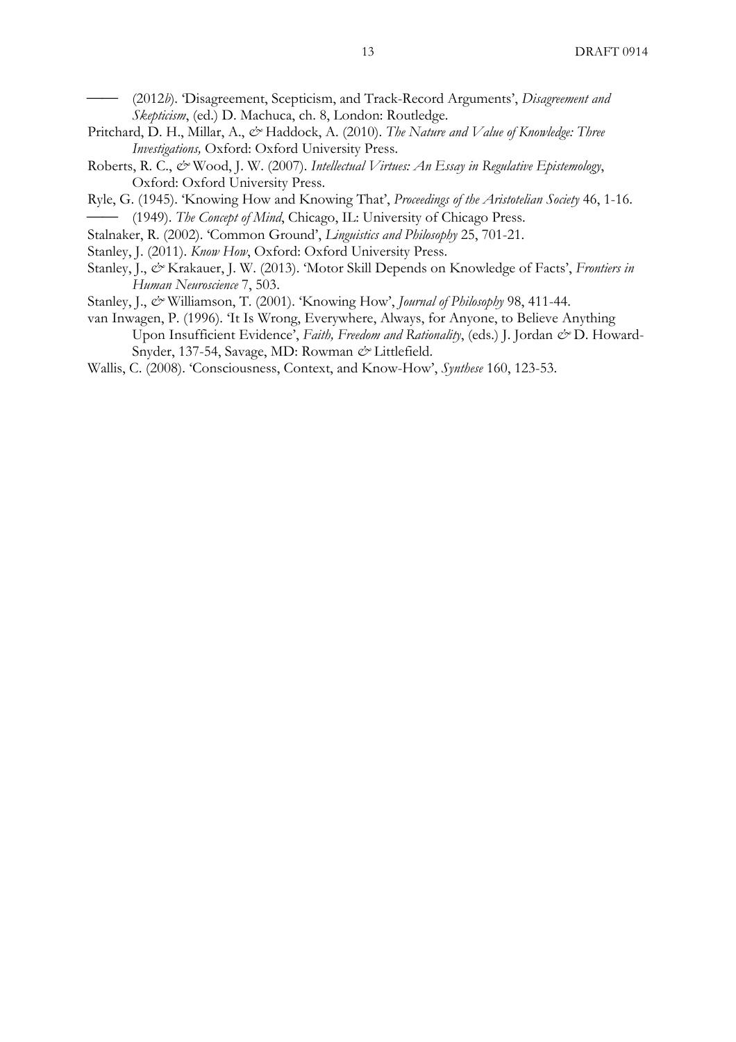——— (2012*b*). 'Disagreement, Scepticism, and Track-Record Arguments', *Disagreement and Skepticism*, (ed.) D. Machuca, ch. 8, London: Routledge.

Pritchard, D. H., Millar, A., & Haddock, A. (2010). *The Nature and Value of Knowledge: Three Investigations,* Oxford: Oxford University Press.

Roberts, R. C., & Wood, J. W. (2007). *Intellectual Virtues: An Essay in Regulative Epistemology*, Oxford: Oxford University Press.

Ryle, G. (1945). 'Knowing How and Knowing That', *Proceedings of the Aristotelian Society* 46, 1-16.

——— (1949). *The Concept of Mind*, Chicago, IL: University of Chicago Press.

Stalnaker, R. (2002). 'Common Ground', *Linguistics and Philosophy* 25, 701-21.

Stanley, J. (2011). *Know How*, Oxford: Oxford University Press.

Stanley, J., & Krakauer, J. W. (2013). 'Motor Skill Depends on Knowledge of Facts', *Frontiers in Human Neuroscience* 7, 503.

Stanley, J., & Williamson, T. (2001). 'Knowing How', *Journal of Philosophy* 98, 411-44.

van Inwagen, P. (1996). 'It Is Wrong, Everywhere, Always, for Anyone, to Believe Anything Upon Insufficient Evidence', *Faith, Freedom and Rationality*, (eds.) J. Jordan & D. Howard-Snyder, 137-54, Savage, MD: Rowman & Littlefield.

Wallis, C. (2008). 'Consciousness, Context, and Know-How', *Synthese* 160, 123-53.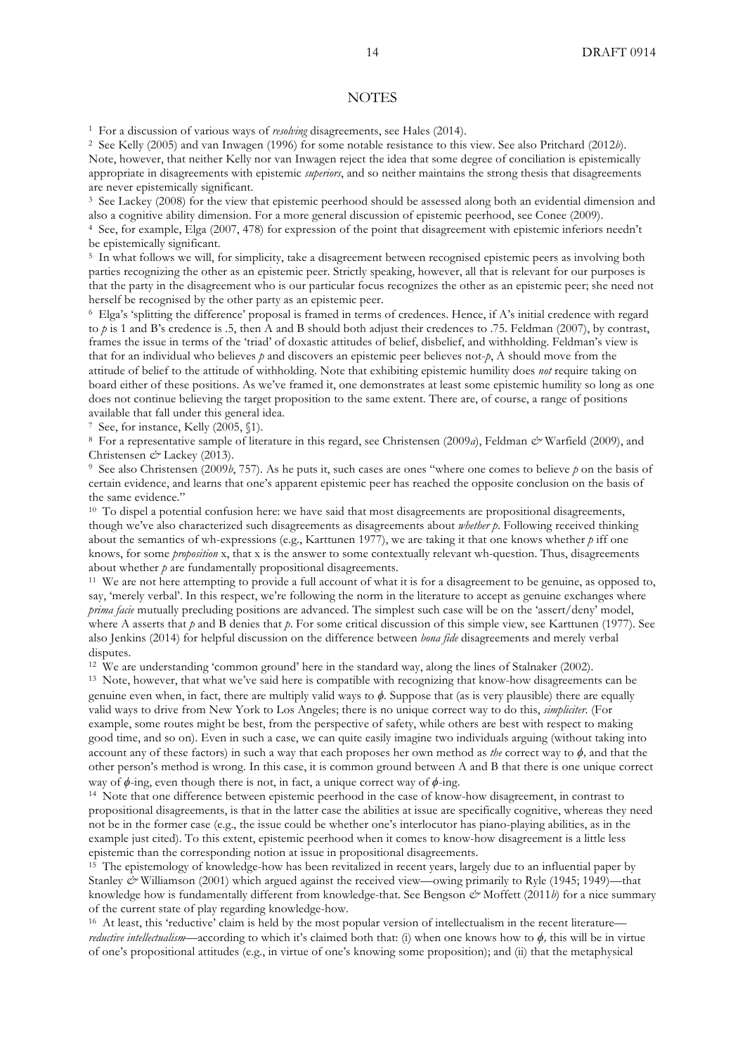# NOTES

1 For a discussion of various ways of *resolving* disagreements, see Hales (2014).

2 See Kelly (2005) and van Inwagen (1996) for some notable resistance to this view. See also Pritchard (2012*b*). Note, however, that neither Kelly nor van Inwagen reject the idea that some degree of conciliation is epistemically appropriate in disagreements with epistemic *superiors*, and so neither maintains the strong thesis that disagreements are never epistemically significant.

3 See Lackey (2008) for the view that epistemic peerhood should be assessed along both an evidential dimension and also a cognitive ability dimension. For a more general discussion of epistemic peerhood, see Conee (2009).

4 See, for example, Elga (2007, 478) for expression of the point that disagreement with epistemic inferiors needn't be epistemically significant.

5 In what follows we will, for simplicity, take a disagreement between recognised epistemic peers as involving both parties recognizing the other as an epistemic peer. Strictly speaking, however, all that is relevant for our purposes is that the party in the disagreement who is our particular focus recognizes the other as an epistemic peer; she need not herself be recognised by the other party as an epistemic peer.

6 Elga's 'splitting the difference' proposal is framed in terms of credences. Hence, if A's initial credence with regard to $p$ is 1 and B's credence is .5, then A and B should both adjust their credences to .75. Feldman (2007), by contrast, frames the issue in terms of the 'triad' of doxastic attitudes of belief, disbelief, and withholding. Feldman's view is that for an individual who believes $p$ and discovers an epistemic peer believes not-$p$, A should move from the attitude of belief to the attitude of withholding. Note that exhibiting epistemic humility does *not* require taking on board either of these positions. As we've framed it, one demonstrates at least some epistemic humility so long as one does not continue believing the target proposition to the same extent. There are, of course, a range of positions available that fall under this general idea.

7 See, for instance, Kelly (2005, §1).

8 For a representative sample of literature in this regard, see Christensen (2009*a*), Feldman & Warfield (2009), and Christensen & Lackey (2013).

9 See also Christensen (2009*b*, 757). As he puts it, such cases are ones "where one comes to believe $p$ on the basis of certain evidence, and learns that one's apparent epistemic peer has reached the opposite conclusion on the basis of the same evidence."

10 To dispel a potential confusion here: we have said that most disagreements are propositional disagreements, though we've also characterized such disagreements as disagreements about *whether p*. Following received thinking about the semantics of wh-expressions (e.g., Karttunen 1977), we are taking it that one knows whether $p$ iff one knows, for some *proposition* x, that x is the answer to some contextually relevant wh-question. Thus, disagreements about whether $p$ are fundamentally propositional disagreements.

11 We are not here attempting to provide a full account of what it is for a disagreement to be genuine, as opposed to, say, 'merely verbal'. In this respect, we're following the norm in the literature to accept as genuine exchanges where *prima facie* mutually precluding positions are advanced. The simplest such case will be on the 'assert/deny' model, where A asserts that $p$ and B denies that $p$. For some critical discussion of this simple view, see Karttunen (1977). See also Jenkins (2014) for helpful discussion on the difference between *bona fide* disagreements and merely verbal disputes.

12 We are understanding 'common ground' here in the standard way, along the lines of Stalnaker (2002).

13 Note, however, that what we've said here is compatible with recognizing that know-how disagreements can be genuine even when, in fact, there are multiply valid ways to $\phi$. Suppose that (as is very plausible) there are equally valid ways to drive from New York to Los Angeles; there is no unique correct way to do this, *simpliciter*. (For example, some routes might be best, from the perspective of safety, while others are best with respect to making good time, and so on). Even in such a case, we can quite easily imagine two individuals arguing (without taking into account any of these factors) in such a way that each proposes her own method as *the* correct way to $\phi$, and that the other person's method is wrong. In this case, it is common ground between A and B that there is one unique correct way of $\phi$-ing, even though there is not, in fact, a unique correct way of $\phi$-ing.

14 Note that one difference between epistemic peerhood in the case of know-how disagreement, in contrast to propositional disagreements, is that in the latter case the abilities at issue are specifically cognitive, whereas they need not be in the former case (e.g., the issue could be whether one's interlocutor has piano-playing abilities, as in the example just cited). To this extent, epistemic peerhood when it comes to know-how disagreement is a little less epistemic than the corresponding notion at issue in propositional disagreements.

15 The epistemology of knowledge-how has been revitalized in recent years, largely due to an influential paper by Stanley & Williamson (2001) which argued against the received view—owing primarily to Ryle (1945; 1949)—that knowledge how is fundamentally different from knowledge-that. See Bengson & Moffett (2011*b*) for a nice summary of the current state of play regarding knowledge-how.

16 At least, this 'reductive' claim is held by the most popular version of intellectualism in the recent literature—*reductive intellectualism*—according to which it's claimed both that: (i) when one knows how to $\phi$, this will be in virtue of one's propositional attitudes (e.g., in virtue of one's knowing some proposition); and (ii) that the metaphysical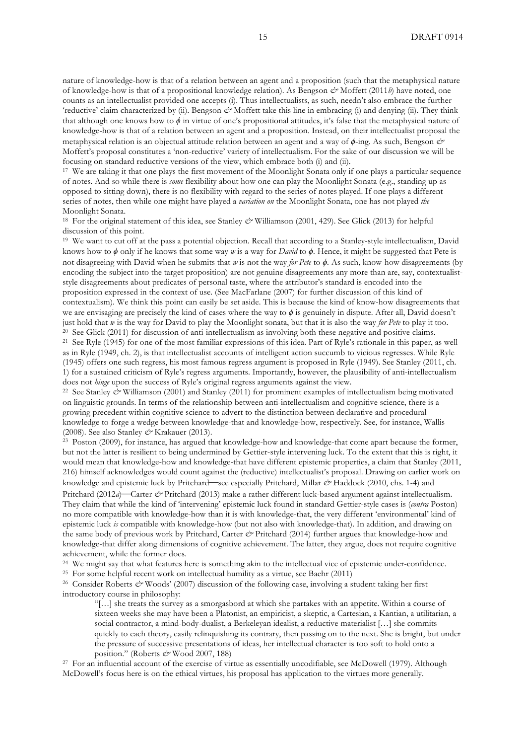nature of knowledge-how is that of a relation between an agent and a proposition (such that the metaphysical nature of knowledge-how is that of a propositional knowledge relation). As Bengson *&* Moffett (2011*b*) have noted, one counts as an intellectualist provided one accepts (i). Thus intellectualists, as such, needn't also embrace the further 'reductive' claim characterized by (ii). Bengson *&* Moffett take this line in embracing (i) and denying (ii). They think that although one knows how to $\phi$ in virtue of one's propositional attitudes, it's false that the metaphysical nature of knowledge-how is that of a relation between an agent and a proposition. Instead, on their intellectualist proposal the metaphysical relation is an objectual attitude relation between an agent and a way of $\phi$-ing. As such, Bengson *&* Moffett's proposal constitutes a 'non-reductive' variety of intellectualism. For the sake of our discussion we will be focusing on standard reductive versions of the view, which embrace both (i) and (ii).

[17] We are taking it that one plays the first movement of the Moonlight Sonata only if one plays a particular sequence of notes. And so while there is *some* flexibility about how one can play the Moonlight Sonata (e.g., standing up as opposed to sitting down), there is no flexibility with regard to the series of notes played. If one plays a different series of notes, then while one might have played a *variation on* the Moonlight Sonata, one has not played *the* Moonlight Sonata.

[18] For the original statement of this idea, see Stanley *&* Williamson (2001, 429). See Glick (2013) for helpful discussion of this point.

[19] We want to cut off at the pass a potential objection. Recall that according to a Stanley-style intellectualism, David knows how to $\phi$ only if he knows that some way $w$ is a way for *David* to $\phi$. Hence, it might be suggested that Pete is not disagreeing with David when he submits that $w$ is not the way *for Pete* to $\phi$. As such, know-how disagreements (by encoding the subject into the target proposition) are not genuine disagreements any more than are, say, contextualist-style disagreements about predicates of personal taste, where the attributor's standard is encoded into the proposition expressed in the context of use. (See MacFarlane (2007) for further discussion of this kind of contextualism). We think this point can easily be set aside. This is because the kind of know-how disagreements that we are envisaging are precisely the kind of cases where the way to $\phi$ is genuinely in dispute. After all, David doesn't just hold that $w$ is the way for David to play the Moonlight sonata, but that it is also the way *for Pete* to play it too.

[20] See Glick (2011) for discussion of anti-intellectualism as involving both these negative and positive claims.

[21] See Ryle (1945) for one of the most familiar expressions of this idea. Part of Ryle's rationale in this paper, as well as in Ryle (1949, ch. 2), is that intellectualist accounts of intelligent action succumb to vicious regresses. While Ryle (1945) offers one such regress, his most famous regress argument is proposed in Ryle (1949). See Stanley (2011, ch. 1) for a sustained criticism of Ryle's regress arguments. Importantly, however, the plausibility of anti-intellectualism does not *hinge* upon the success of Ryle's original regress arguments against the view.

[22] See Stanley *&* Williamson (2001) and Stanley (2011) for prominent examples of intellectualism being motivated on linguistic grounds. In terms of the relationship between anti-intellectualism and cognitive science, there is a growing precedent within cognitive science to advert to the distinction between declarative and procedural knowledge to forge a wedge between knowledge-that and knowledge-how, respectively. See, for instance, Wallis (2008). See also Stanley *&* Krakauer (2013).

[23] Poston (2009), for instance, has argued that knowledge-how and knowledge-that come apart because the former, but not the latter is resilient to being undermined by Gettier-style intervening luck. To the extent that this is right, it would mean that knowledge-how and knowledge-that have different epistemic properties, a claim that Stanley (2011, 216) himself acknowledges would count against the (reductive) intellectualist's proposal. Drawing on earlier work on knowledge and epistemic luck by Pritchard—see especially Pritchard, Millar *&* Haddock (2010, chs. 1-4) and Pritchard (2012*a*)—Carter *&* Pritchard (2013) make a rather different luck-based argument against intellectualism. They claim that while the kind of 'intervening' epistemic luck found in standard Gettier-style cases is (*contra* Poston) no more compatible with knowledge-how than it is with knowledge-that, the very different 'environmental' kind of epistemic luck *is* compatible with knowledge-how (but not also with knowledge-that). In addition, and drawing on the same body of previous work by Pritchard, Carter *&* Pritchard (2014) further argues that knowledge-how and knowledge-that differ along dimensions of cognitive achievement. The latter, they argue, does not require cognitive achievement, while the former does.

[24] We might say that what features here is something akin to the intellectual vice of epistemic under-confidence.

[25] For some helpful recent work on intellectual humility as a virtue, see Baehr (2011)

[26] Consider Roberts *&* Woods' (2007) discussion of the following case, involving a student taking her first introductory course in philosophy:

> "[…] she treats the survey as a smorgasbord at which she partakes with an appetite. Within a course of sixteen weeks she may have been a Platonist, an empiricist, a skeptic, a Cartesian, a Kantian, a utilitarian, a social contractor, a mind-body-dualist, a Berkeleyan idealist, a reductive materialist […] she commits quickly to each theory, easily relinquishing its contrary, then passing on to the next. She is bright, but under the pressure of successive presentations of ideas, her intellectual character is too soft to hold onto a position." (Roberts *&* Wood 2007, 188)

[27] For an influential account of the exercise of virtue as essentially uncodifiable, see McDowell (1979). Although McDowell's focus here is on the ethical virtues, his proposal has application to the virtues more generally.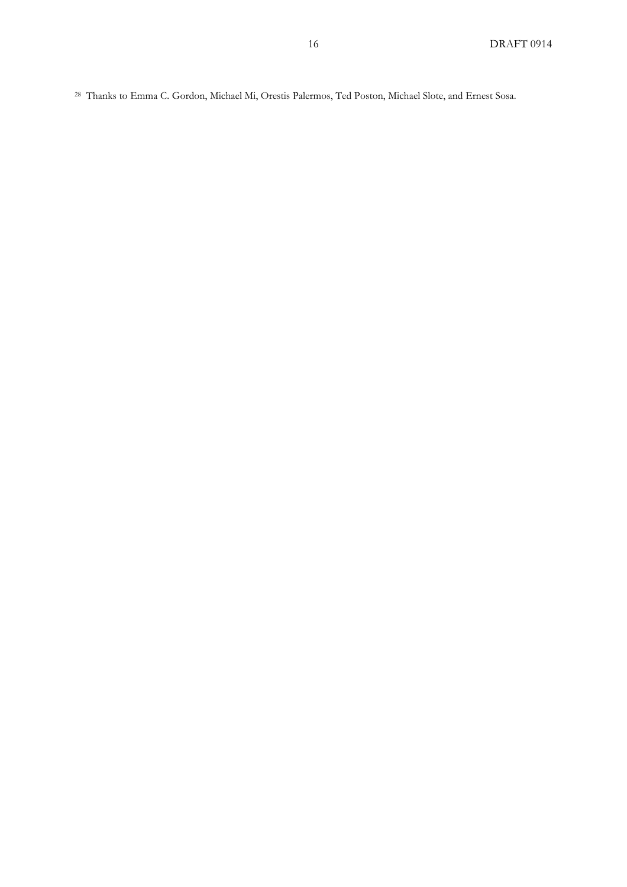[28] Thanks to Emma C. Gordon, Michael Mi, Orestis Palermos, Ted Poston, Michael Slote, and Ernest Sosa.